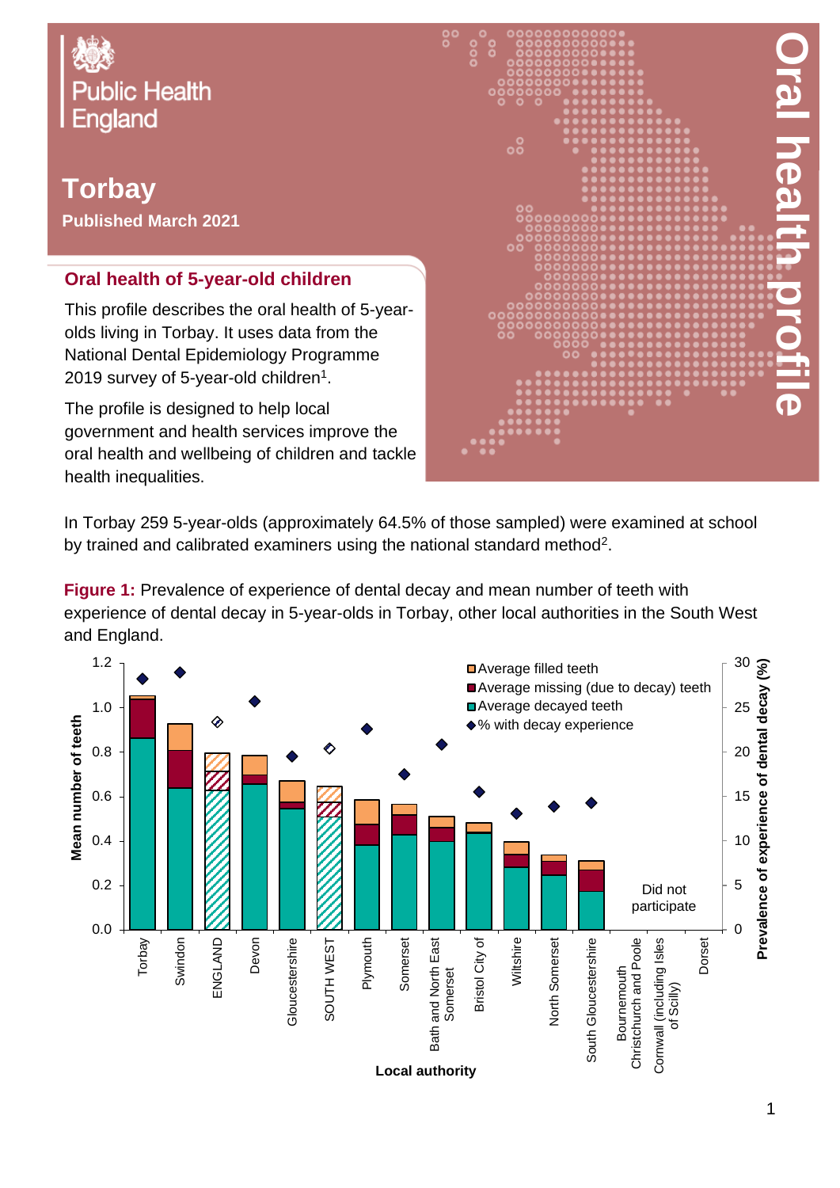Public Health England

# Torbay

**Published March 2021**

# Oral health profile

## Oral health of 5-year-old children

This profile describes the oral health of 5-year-olds living in Torbay. It uses data from the National Dental Epidemiology Programme 2019 survey of 5-year-old children[1].

The profile is designed to help local government and health services improve the oral health and wellbeing of children and tackle health inequalities.

In Torbay 259 5-year-olds (approximately 64.5% of those sampled) were examined at school by trained and calibrated examiners using the national standard method[2].

**Figure 1:** Prevalence of experience of dental decay and mean number of teeth with experience of dental decay in 5-year-olds in Torbay, other local authorities in the South West and England.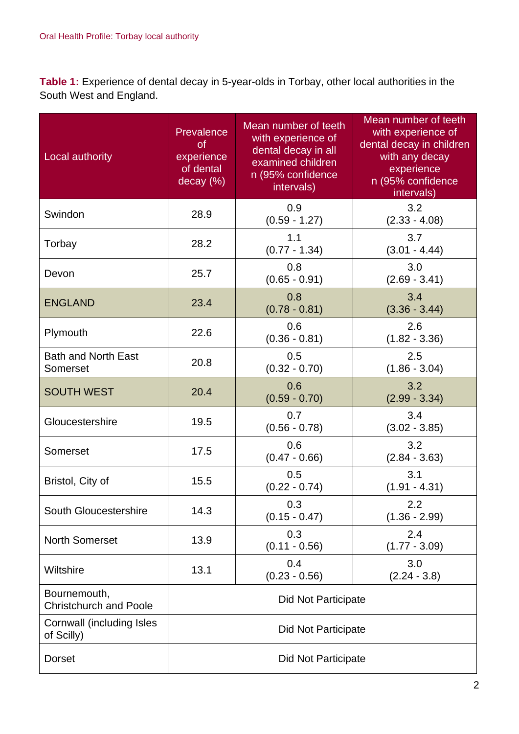**Table 1:** Experience of dental decay in 5-year-olds in Torbay, other local authorities in the South West and England.

| Local authority | Prevalence of experience of dental decay (%) | Mean number of teeth with experience of dental decay in all examined children n (95% confidence intervals) | Mean number of teeth with experience of dental decay in children with any decay experience n (95% confidence intervals) |
|---|---|---|---|
| Swindon | 28.9 | 0.9 (0.59 - 1.27) | 3.2 (2.33 - 4.08) |
| Torbay | 28.2 | 1.1 (0.77 - 1.34) | 3.7 (3.01 - 4.44) |
| Devon | 25.7 | 0.8 (0.65 - 0.91) | 3.0 (2.69 - 3.41) |
| ENGLAND | 23.4 | 0.8 (0.78 - 0.81) | 3.4 (3.36 - 3.44) |
| Plymouth | 22.6 | 0.6 (0.36 - 0.81) | 2.6 (1.82 - 3.36) |
| Bath and North East Somerset | 20.8 | 0.5 (0.32 - 0.70) | 2.5 (1.86 - 3.04) |
| SOUTH WEST | 20.4 | 0.6 (0.59 - 0.70) | 3.2 (2.99 - 3.34) |
| Gloucestershire | 19.5 | 0.7 (0.56 - 0.78) | 3.4 (3.02 - 3.85) |
| Somerset | 17.5 | 0.6 (0.47 - 0.66) | 3.2 (2.84 - 3.63) |
| Bristol, City of | 15.5 | 0.5 (0.22 - 0.74) | 3.1 (1.91 - 4.31) |
| South Gloucestershire | 14.3 | 0.3 (0.15 - 0.47) | 2.2 (1.36 - 2.99) |
| North Somerset | 13.9 | 0.3 (0.11 - 0.56) | 2.4 (1.77 - 3.09) |
| Wiltshire | 13.1 | 0.4 (0.23 - 0.56) | 3.0 (2.24 - 3.8) |
| Bournemouth, Christchurch and Poole | Did Not Participate | | |
| Cornwall (including Isles of Scilly) | Did Not Participate | | |
| Dorset | Did Not Participate | | |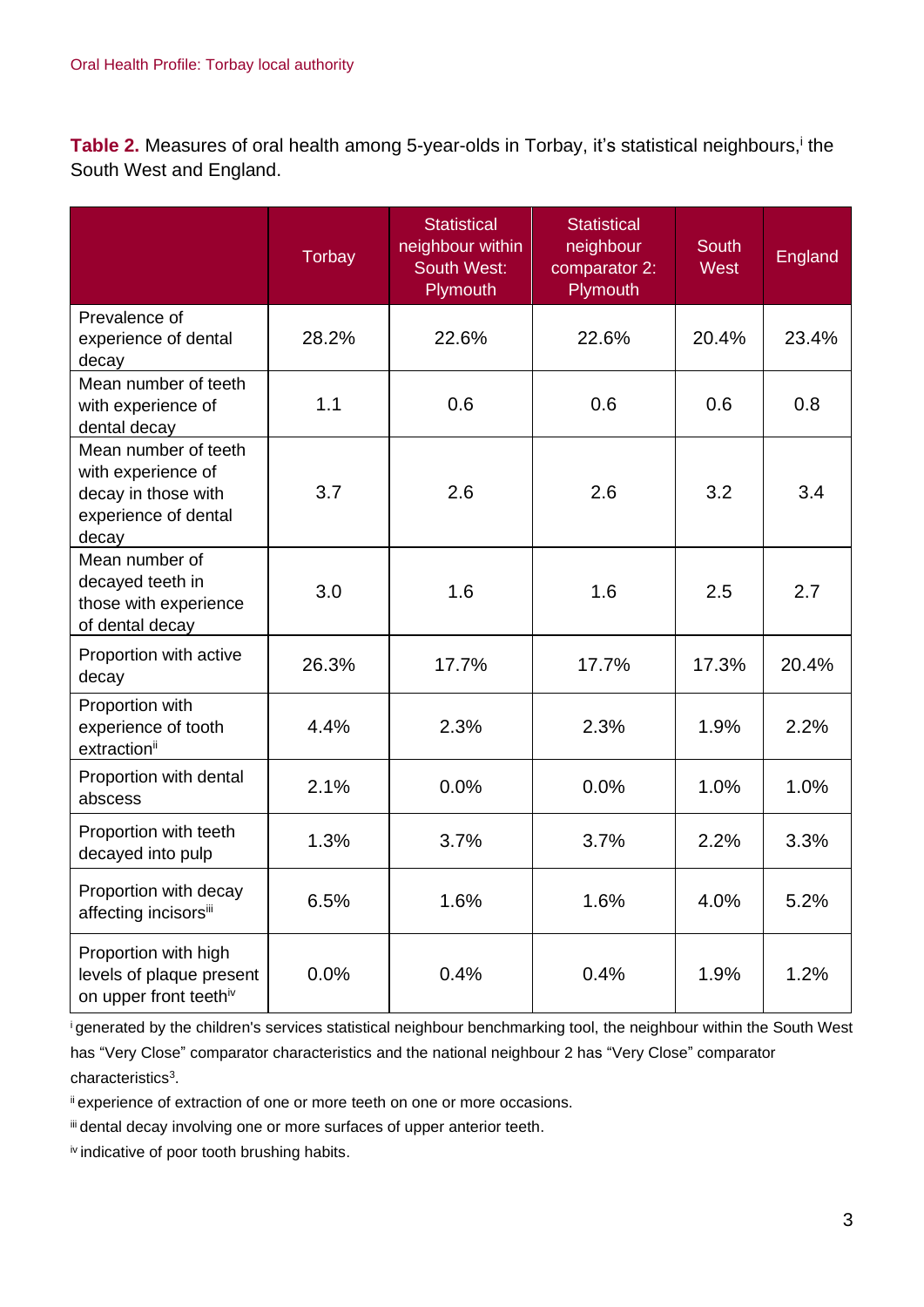**Table 2.** Measures of oral health among 5-year-olds in Torbay, it's statistical neighbours,[i] the South West and England.

| | Torbay | Statistical neighbour within South West: Plymouth | Statistical neighbour comparator 2: Plymouth | South West | England |
|---|---|---|---|---|---|
| Prevalence of experience of dental decay | 28.2% | 22.6% | 22.6% | 20.4% | 23.4% |
| Mean number of teeth with experience of dental decay | 1.1 | 0.6 | 0.6 | 0.6 | 0.8 |
| Mean number of teeth with experience of decay in those with experience of dental decay | 3.7 | 2.6 | 2.6 | 3.2 | 3.4 |
| Mean number of decayed teeth in those with experience of dental decay | 3.0 | 1.6 | 1.6 | 2.5 | 2.7 |
| Proportion with active decay | 26.3% | 17.7% | 17.7% | 17.3% | 20.4% |
| Proportion with experience of tooth extraction[ii] | 4.4% | 2.3% | 2.3% | 1.9% | 2.2% |
| Proportion with dental abscess | 2.1% | 0.0% | 0.0% | 1.0% | 1.0% |
| Proportion with teeth decayed into pulp | 1.3% | 3.7% | 3.7% | 2.2% | 3.3% |
| Proportion with decay affecting incisors[iii] | 6.5% | 1.6% | 1.6% | 4.0% | 5.2% |
| Proportion with high levels of plaque present on upper front teeth[iv] | 0.0% | 0.4% | 0.4% | 1.9% | 1.2% |

[i] generated by the children's services statistical neighbour benchmarking tool, the neighbour within the South West has "Very Close" comparator characteristics and the national neighbour 2 has "Very Close" comparator characteristics[3].

[ii] experience of extraction of one or more teeth on one or more occasions.

[iii] dental decay involving one or more surfaces of upper anterior teeth.

[iv] indicative of poor tooth brushing habits.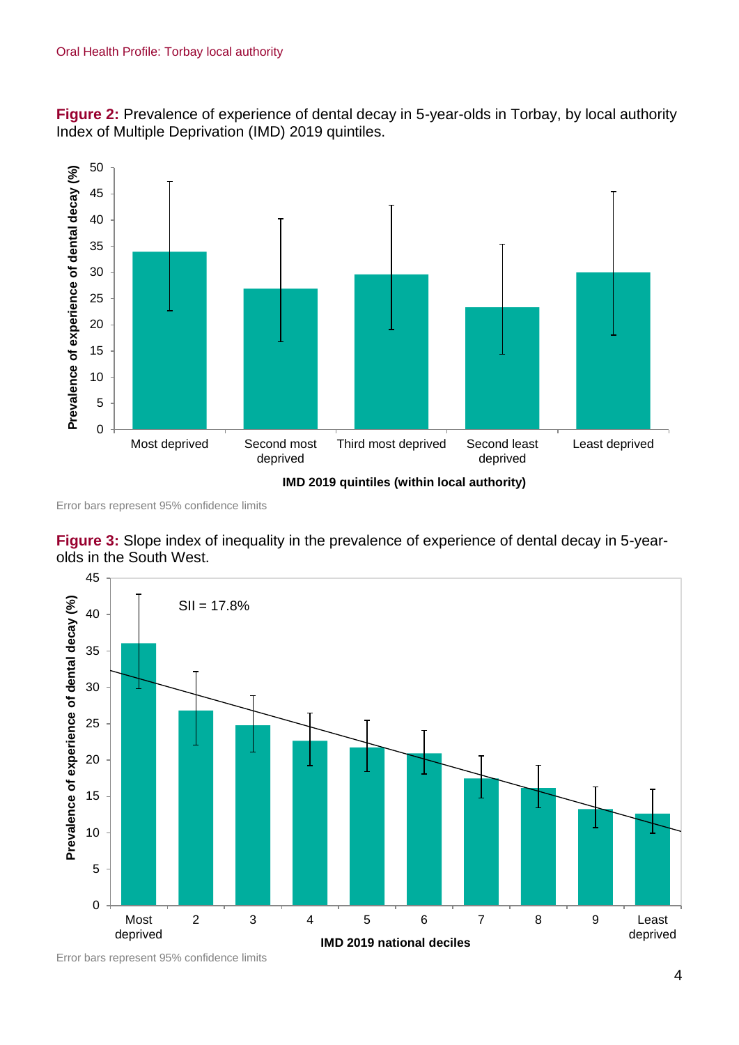**Figure 2:** Prevalence of experience of dental decay in 5-year-olds in Torbay, by local authority Index of Multiple Deprivation (IMD) 2019 quintiles.

Error bars represent 95% confidence limits

**Figure 3:** Slope index of inequality in the prevalence of experience of dental decay in 5-year-olds in the South West.

Error bars represent 95% confidence limits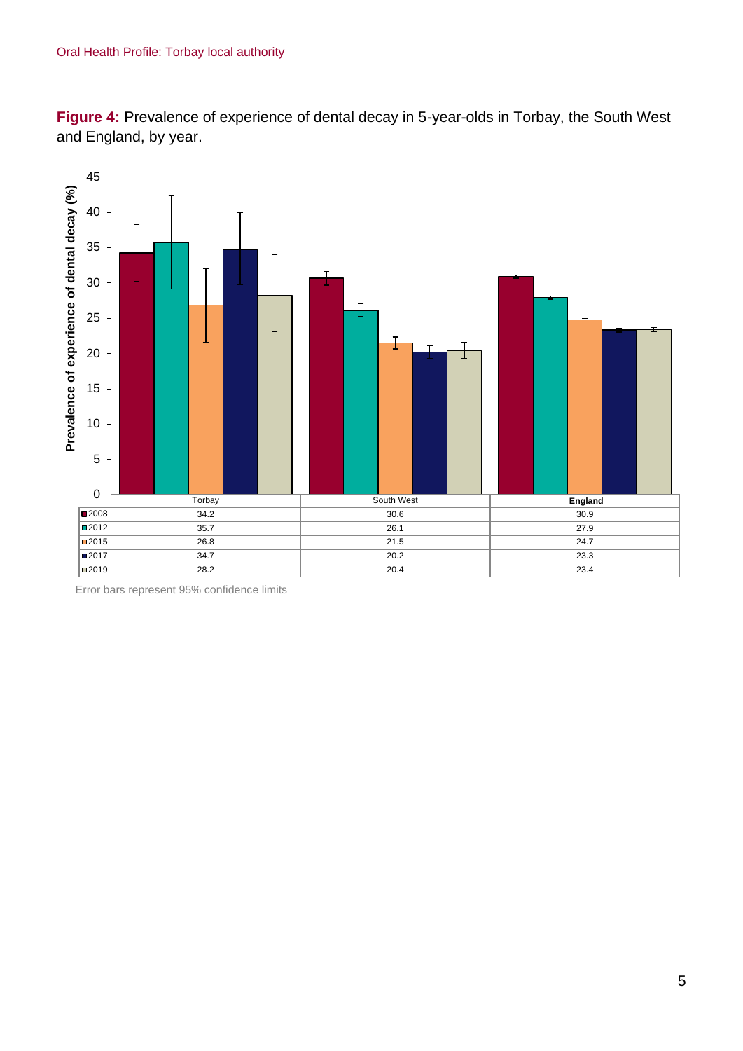**Figure 4:** Prevalence of experience of dental decay in 5-year-olds in Torbay, the South West and England, by year.

| | Torbay | South West | England |
|---|---|---|---|
| 2008 | 34.2 | 30.6 | 30.9 |
| 2012 | 35.7 | 26.1 | 27.9 |
| 2015 | 26.8 | 21.5 | 24.7 |
| 2017 | 34.7 | 20.2 | 23.3 |
| 2019 | 28.2 | 20.4 | 23.4 |

Error bars represent 95% confidence limits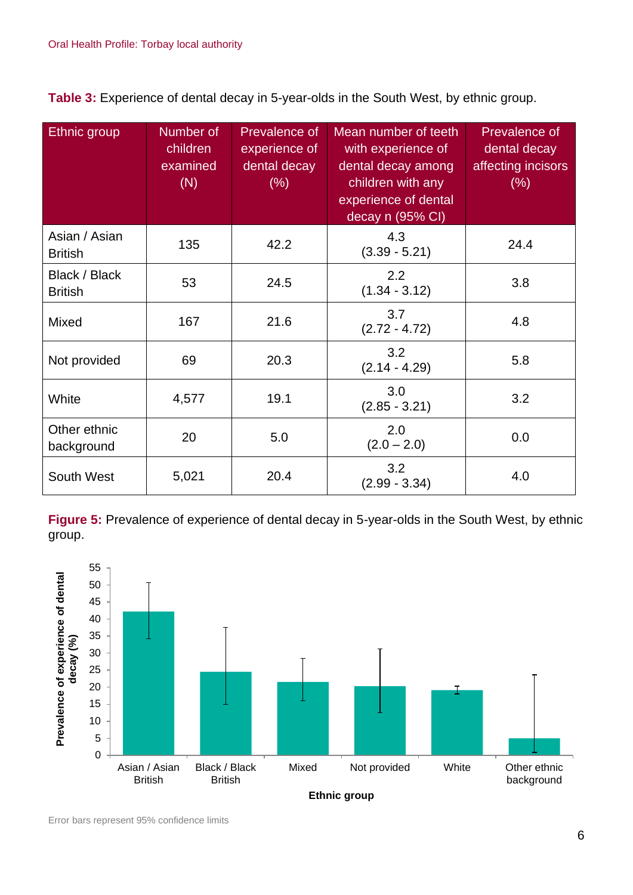**Table 3:** Experience of dental decay in 5-year-olds in the South West, by ethnic group.

| Ethnic group | Number of children examined (N) | Prevalence of experience of dental decay (%) | Mean number of teeth with experience of dental decay among children with any experience of dental decay n (95% CI) | Prevalence of dental decay affecting incisors (%) |
|---|---|---|---|---|
| Asian / Asian British | 135 | 42.2 | 4.3 (3.39 - 5.21) | 24.4 |
| Black / Black British | 53 | 24.5 | 2.2 (1.34 - 3.12) | 3.8 |
| Mixed | 167 | 21.6 | 3.7 (2.72 - 4.72) | 4.8 |
| Not provided | 69 | 20.3 | 3.2 (2.14 - 4.29) | 5.8 |
| White | 4,577 | 19.1 | 3.0 (2.85 - 3.21) | 3.2 |
| Other ethnic background | 20 | 5.0 | 2.0 (2.0 – 2.0) | 0.0 |
| South West | 5,021 | 20.4 | 3.2 (2.99 - 3.34) | 4.0 |

**Figure 5:** Prevalence of experience of dental decay in 5-year-olds in the South West, by ethnic group.

Error bars represent 95% confidence limits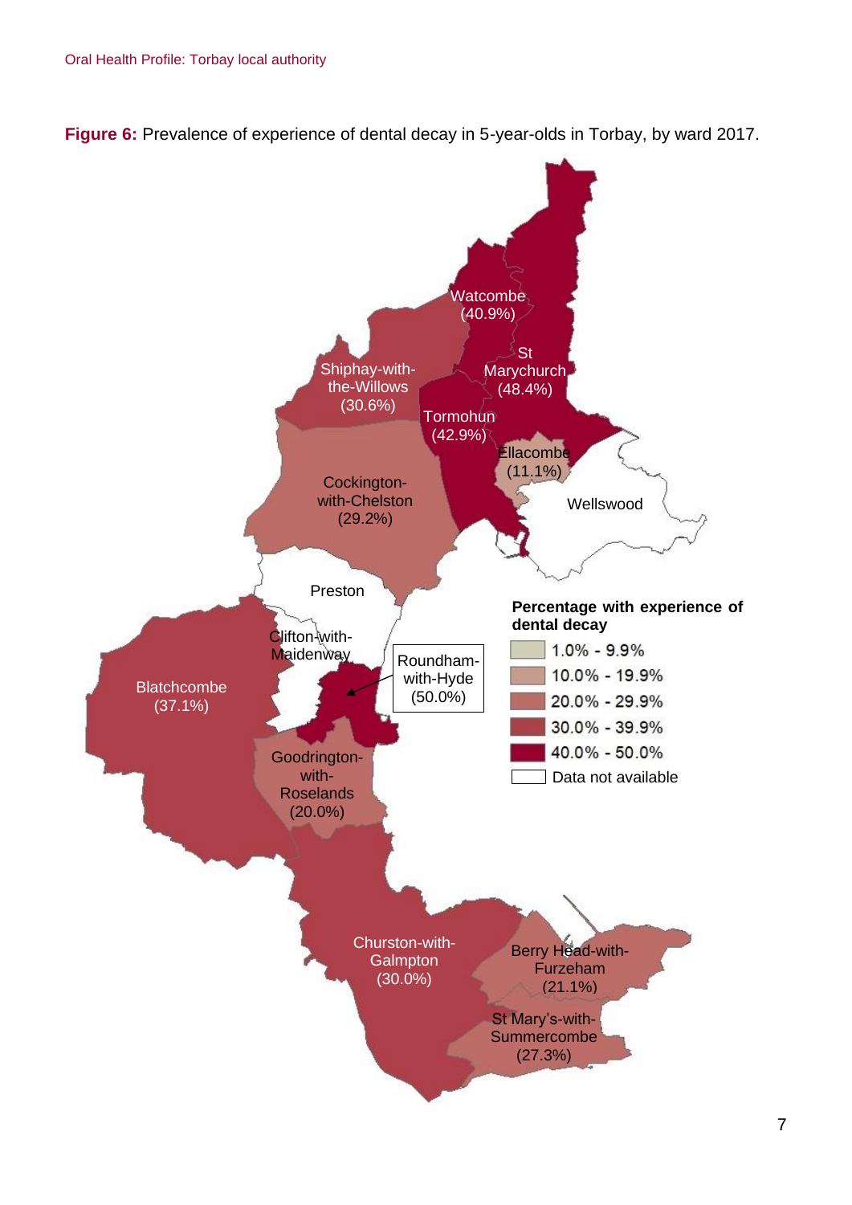**Figure 6:** Prevalence of experience of dental decay in 5-year-olds in Torbay, by ward 2017.

Watcombe (40.9%)

St Marychurch (48.4%)

Shiphay-with-the-Willows (30.6%)

Tormohun (42.9%)

Ellacombe (11.1%)

Cockington-with-Chelston (29.2%)

Wellswood

Preston

Clifton-with-Maidenway

Roundham-with-Hyde (50.0%)

Blatchcombe (37.1%)

Goodrington-with-Roselands (20.0%)

Churston-with-Galmpton (30.0%)

Berry Head-with-Furzeham (21.1%)

St Mary's-with-Summercombe (27.3%)

**Percentage with experience of dental decay**

- 1.0% - 9.9%
- 10.0% - 19.9%
- 20.0% - 29.9%
- 30.0% - 39.9%
- 40.0% - 50.0%
- Data not available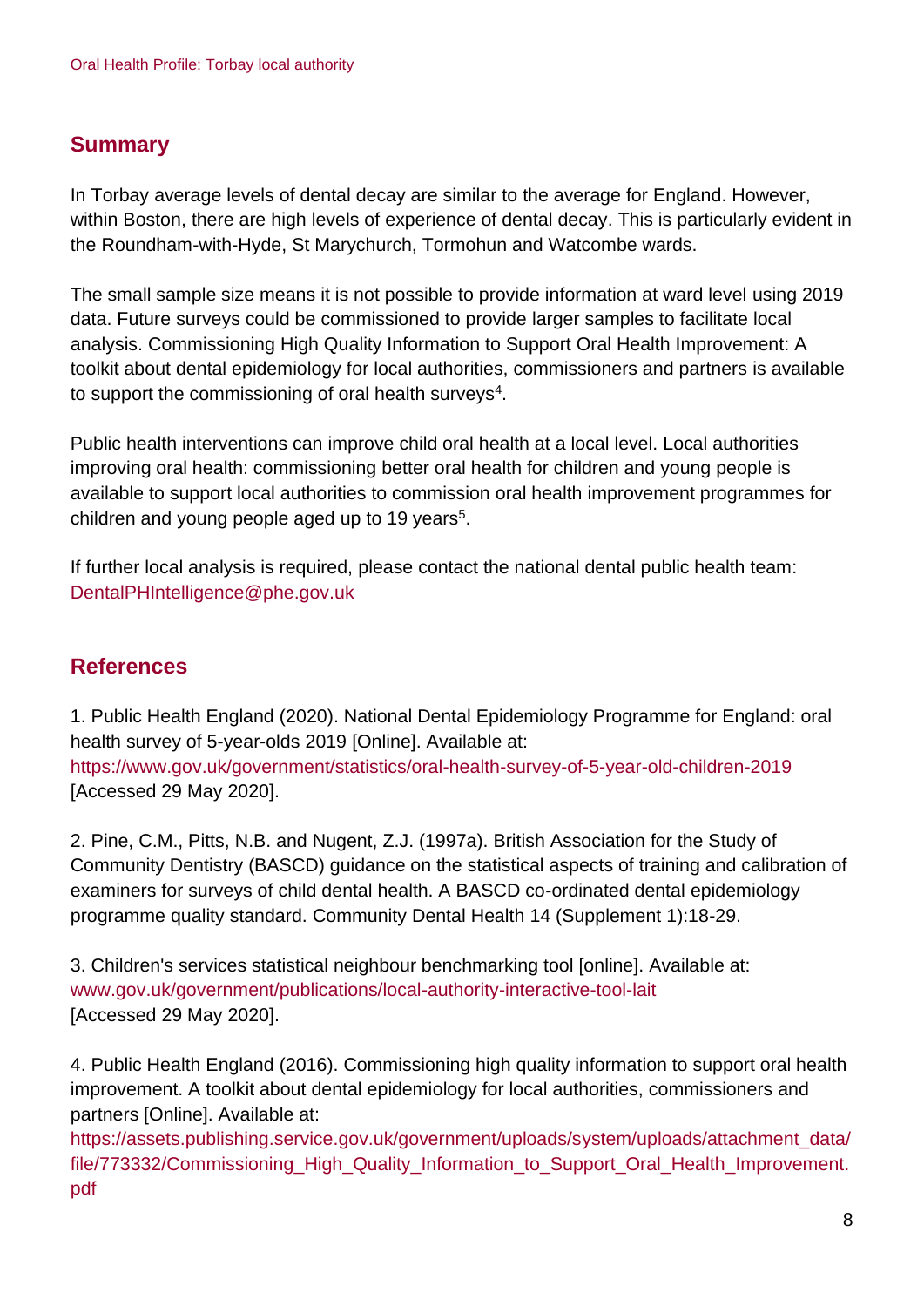## Summary

In Torbay average levels of dental decay are similar to the average for England. However, within Boston, there are high levels of experience of dental decay. This is particularly evident in the Roundham-with-Hyde, St Marychurch, Tormohun and Watcombe wards.

The small sample size means it is not possible to provide information at ward level using 2019 data. Future surveys could be commissioned to provide larger samples to facilitate local analysis. Commissioning High Quality Information to Support Oral Health Improvement: A toolkit about dental epidemiology for local authorities, commissioners and partners is available to support the commissioning of oral health surveys[4].

Public health interventions can improve child oral health at a local level. Local authorities improving oral health: commissioning better oral health for children and young people is available to support local authorities to commission oral health improvement programmes for children and young people aged up to 19 years[5].

If further local analysis is required, please contact the national dental public health team: DentalPHIntelligence@phe.gov.uk

## References

1. Public Health England (2020). National Dental Epidemiology Programme for England: oral health survey of 5-year-olds 2019 [Online]. Available at: https://www.gov.uk/government/statistics/oral-health-survey-of-5-year-old-children-2019 [Accessed 29 May 2020].

2. Pine, C.M., Pitts, N.B. and Nugent, Z.J. (1997a). British Association for the Study of Community Dentistry (BASCD) guidance on the statistical aspects of training and calibration of examiners for surveys of child dental health. A BASCD co-ordinated dental epidemiology programme quality standard. Community Dental Health 14 (Supplement 1):18-29.

3. Children's services statistical neighbour benchmarking tool [online]. Available at: www.gov.uk/government/publications/local-authority-interactive-tool-lait [Accessed 29 May 2020].

4. Public Health England (2016). Commissioning high quality information to support oral health improvement. A toolkit about dental epidemiology for local authorities, commissioners and partners [Online]. Available at: https://assets.publishing.service.gov.uk/government/uploads/system/uploads/attachment_data/file/773332/Commissioning_High_Quality_Information_to_Support_Oral_Health_Improvement.pdf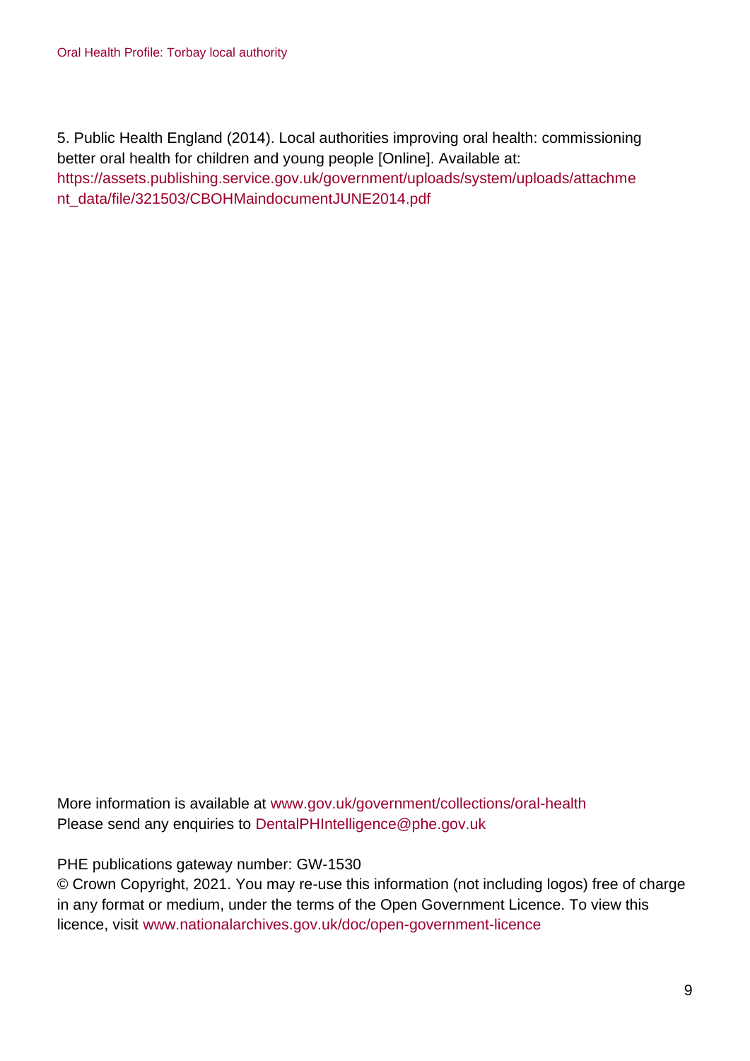5. Public Health England (2014). Local authorities improving oral health: commissioning better oral health for children and young people [Online]. Available at: https://assets.publishing.service.gov.uk/government/uploads/system/uploads/attachment_data/file/321503/CBOHMaindocumentJUNE2014.pdf

More information is available at www.gov.uk/government/collections/oral-health
Please send any enquiries to DentalPHIntelligence@phe.gov.uk

PHE publications gateway number: GW-1530
© Crown Copyright, 2021. You may re-use this information (not including logos) free of charge in any format or medium, under the terms of the Open Government Licence. To view this licence, visit www.nationalarchives.gov.uk/doc/open-government-licence